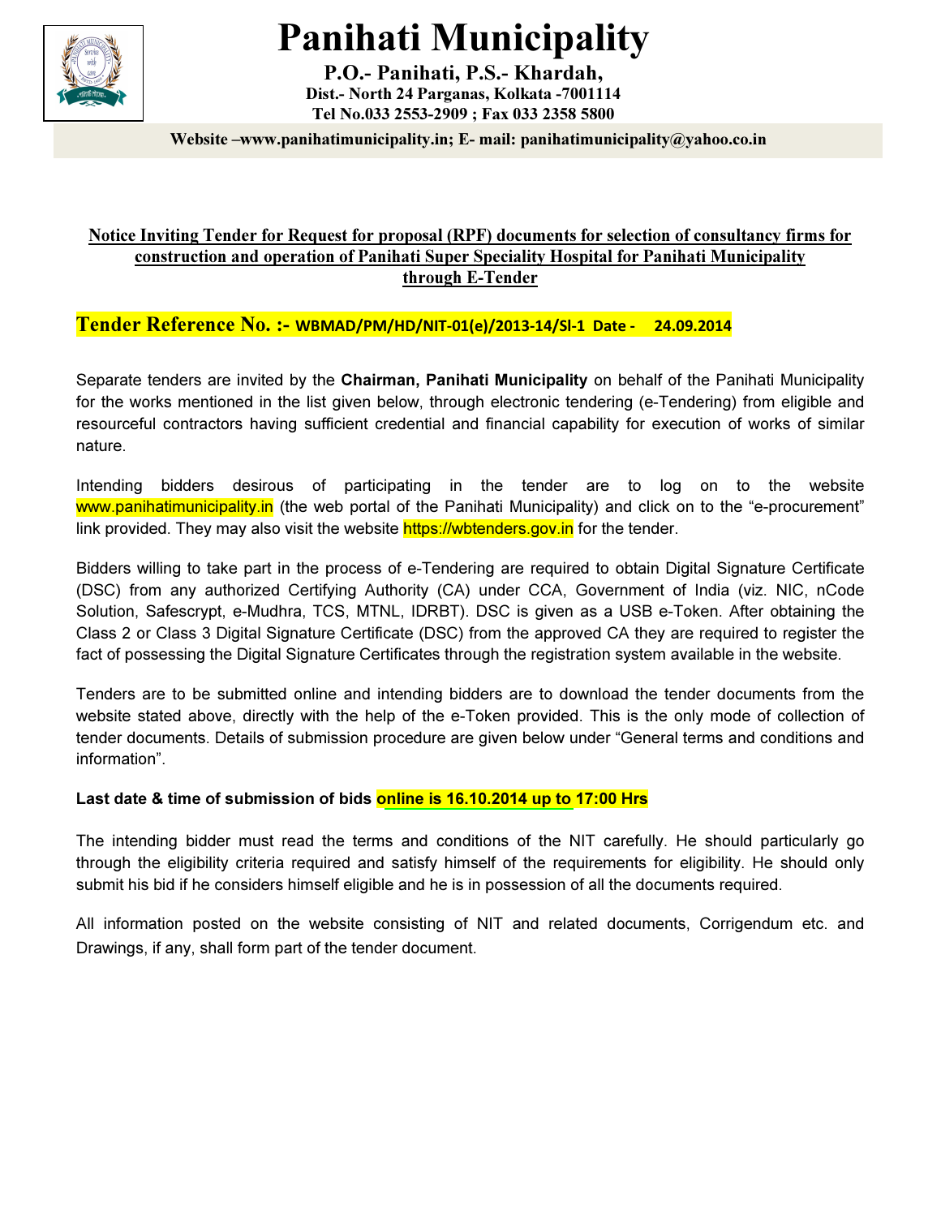# Panihati Municipality

**P.O.- Panihati, P.S.- Khardah,**
**Dist.- North 24 Parganas, Kolkata -7001114**
**Tel No.033 2553-2909 ; Fax 033 2358 5800**

**Website –www.panihatimunicipality.in; E- mail: panihatimunicipality@yahoo.co.in**

## Notice Inviting Tender for Request for proposal (RPF) documents for selection of consultancy firms for construction and operation of Panihati Super Speciality Hospital for Panihati Municipality through E-Tender

**Tender Reference No. :- WBMAD/PM/HD/NIT-01(e)/2013-14/Sl-1 Date - 24.09.2014**

Separate tenders are invited by the **Chairman, Panihati Municipality** on behalf of the Panihati Municipality for the works mentioned in the list given below, through electronic tendering (e-Tendering) from eligible and resourceful contractors having sufficient credential and financial capability for execution of works of similar nature.

Intending bidders desirous of participating in the tender are to log on to the website www.panihatimunicipality.in (the web portal of the Panihati Municipality) and click on to the "e-procurement" link provided. They may also visit the website https://wbtenders.gov.in for the tender.

Bidders willing to take part in the process of e-Tendering are required to obtain Digital Signature Certificate (DSC) from any authorized Certifying Authority (CA) under CCA, Government of India (viz. NIC, nCode Solution, Safescrypt, e-Mudhra, TCS, MTNL, IDRBT). DSC is given as a USB e-Token. After obtaining the Class 2 or Class 3 Digital Signature Certificate (DSC) from the approved CA they are required to register the fact of possessing the Digital Signature Certificates through the registration system available in the website.

Tenders are to be submitted online and intending bidders are to download the tender documents from the website stated above, directly with the help of the e-Token provided. This is the only mode of collection of tender documents. Details of submission procedure are given below under "General terms and conditions and information".

**Last date & time of submission of bids online is 16.10.2014 up to 17:00 Hrs**

The intending bidder must read the terms and conditions of the NIT carefully. He should particularly go through the eligibility criteria required and satisfy himself of the requirements for eligibility. He should only submit his bid if he considers himself eligible and he is in possession of all the documents required.

All information posted on the website consisting of NIT and related documents, Corrigendum etc. and Drawings, if any, shall form part of the tender document.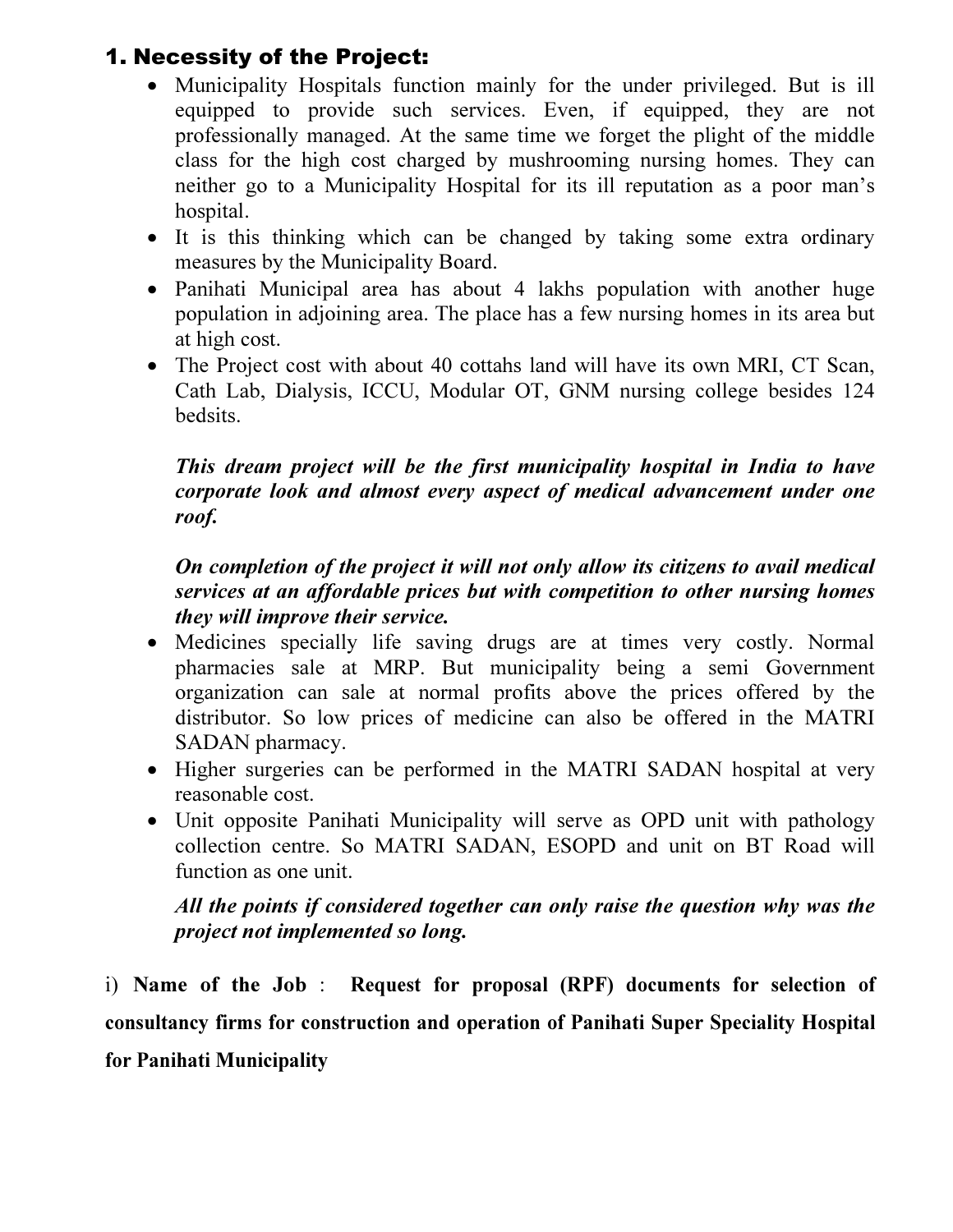## 1. Necessity of the Project:

- Municipality Hospitals function mainly for the under privileged. But is ill equipped to provide such services. Even, if equipped, they are not professionally managed. At the same time we forget the plight of the middle class for the high cost charged by mushrooming nursing homes. They can neither go to a Municipality Hospital for its ill reputation as a poor man's hospital.
- It is this thinking which can be changed by taking some extra ordinary measures by the Municipality Board.
- Panihati Municipal area has about 4 lakhs population with another huge population in adjoining area. The place has a few nursing homes in its area but at high cost.
- The Project cost with about 40 cottahs land will have its own MRI, CT Scan, Cath Lab, Dialysis, ICCU, Modular OT, GNM nursing college besides 124 bedsits.

  ***This dream project will be the first municipality hospital in India to have corporate look and almost every aspect of medical advancement under one roof.***

  ***On completion of the project it will not only allow its citizens to avail medical services at an affordable prices but with competition to other nursing homes they will improve their service.***

- Medicines specially life saving drugs are at times very costly. Normal pharmacies sale at MRP. But municipality being a semi Government organization can sale at normal profits above the prices offered by the distributor. So low prices of medicine can also be offered in the MATRI SADAN pharmacy.
- Higher surgeries can be performed in the MATRI SADAN hospital at very reasonable cost.
- Unit opposite Panihati Municipality will serve as OPD unit with pathology collection centre. So MATRI SADAN, ESOPD and unit on BT Road will function as one unit.

  ***All the points if considered together can only raise the question why was the project not implemented so long.***

i) **Name of the Job** : **Request for proposal (RPF) documents for selection of consultancy firms for construction and operation of Panihati Super Speciality Hospital for Panihati Municipality**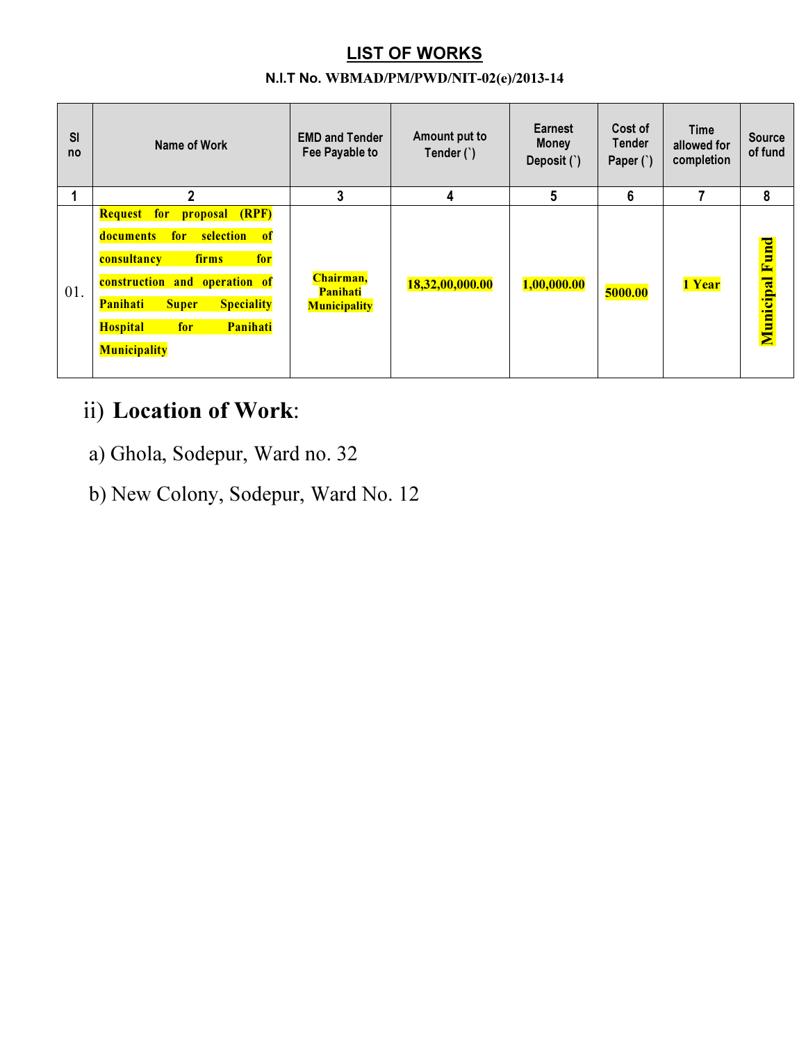# LIST OF WORKS

**N.I.T No. WBMAD/PM/PWD/NIT-02(e)/2013-14**

| Sl no | Name of Work | EMD and Tender Fee Payable to | Amount put to Tender (`) | Earnest Money Deposit (`) | Cost of Tender Paper (`) | Time allowed for completion | Source of fund |
|---|---|---|---|---|---|---|---|
| 1 | 2 | 3 | 4 | 5 | 6 | 7 | 8 |
| 01. | **Request for proposal (RPF) documents for selection of consultancy firms for construction and operation of Panihati Super Speciality Hospital for Panihati Municipality** | **Chairman, Panihati Municipality** | **18,32,00,000.00** | **1,00,000.00** | **5000.00** | **1 Year** | **Municipal Fund** |

## ii) Location of Work:

a) Ghola, Sodepur, Ward no. 32

b) New Colony, Sodepur, Ward No. 12